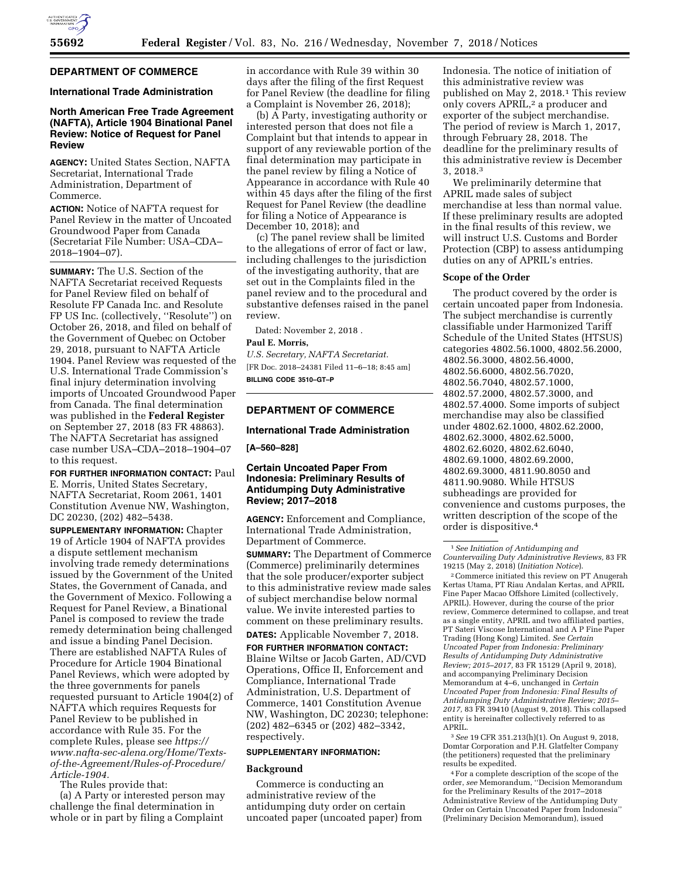## DEPARTMENT OF COMMERCE

### International Trade Administration

### North American Free Trade Agreement (NAFTA), Article 1904 Binational Panel Review: Notice of Request for Panel Review

**AGENCY:** United States Section, NAFTA Secretariat, International Trade Administration, Department of Commerce.

**ACTION:** Notice of NAFTA request for Panel Review in the matter of Uncoated Groundwood Paper from Canada (Secretariat File Number: USA–CDA–2018–1904–07).

**SUMMARY:** The U.S. Section of the NAFTA Secretariat received Requests for Panel Review filed on behalf of Resolute FP Canada Inc. and Resolute FP US Inc. (collectively, ''Resolute'') on October 26, 2018, and filed on behalf of the Government of Quebec on October 29, 2018, pursuant to NAFTA Article 1904. Panel Review was requested of the U.S. International Trade Commission's final injury determination involving imports of Uncoated Groundwood Paper from Canada. The final determination was published in the **Federal Register** on September 27, 2018 (83 FR 48863). The NAFTA Secretariat has assigned case number USA–CDA–2018–1904–07 to this request.

**FOR FURTHER INFORMATION CONTACT:** Paul E. Morris, United States Secretary, NAFTA Secretariat, Room 2061, 1401 Constitution Avenue NW, Washington, DC 20230, (202) 482–5438.

**SUPPLEMENTARY INFORMATION:** Chapter 19 of Article 1904 of NAFTA provides a dispute settlement mechanism involving trade remedy determinations issued by the Government of the United States, the Government of Canada, and the Government of Mexico. Following a Request for Panel Review, a Binational Panel is composed to review the trade remedy determination being challenged and issue a binding Panel Decision. There are established NAFTA Rules of Procedure for Article 1904 Binational Panel Reviews, which were adopted by the three governments for panels requested pursuant to Article 1904(2) of NAFTA which requires Requests for Panel Review to be published in accordance with Rule 35. For the complete Rules, please see *https://www.nafta-sec-alena.org/Home/Texts-of-the-Agreement/Rules-of-Procedure/Article-1904.*

The Rules provide that:

(a) A Party or interested person may challenge the final determination in whole or in part by filing a Complaint in accordance with Rule 39 within 30 days after the filing of the first Request for Panel Review (the deadline for filing a Complaint is November 26, 2018);

(b) A Party, investigating authority or interested person that does not file a Complaint but that intends to appear in support of any reviewable portion of the final determination may participate in the panel review by filing a Notice of Appearance in accordance with Rule 40 within 45 days after the filing of the first Request for Panel Review (the deadline for filing a Notice of Appearance is December 10, 2018); and

(c) The panel review shall be limited to the allegations of error of fact or law, including challenges to the jurisdiction of the investigating authority, that are set out in the Complaints filed in the panel review and to the procedural and substantive defenses raised in the panel review.

Dated: November 2, 2018 .

**Paul E. Morris,**

*U.S. Secretary, NAFTA Secretariat.*

[FR Doc. 2018–24381 Filed 11–6–18; 8:45 am]

**BILLING CODE 3510–GT–P**

---

## DEPARTMENT OF COMMERCE

### International Trade Administration

**[A–560–828]**

### Certain Uncoated Paper From Indonesia: Preliminary Results of Antidumping Duty Administrative Review; 2017–2018

**AGENCY:** Enforcement and Compliance, International Trade Administration, Department of Commerce.

**SUMMARY:** The Department of Commerce (Commerce) preliminarily determines that the sole producer/exporter subject to this administrative review made sales of subject merchandise below normal value. We invite interested parties to comment on these preliminary results.

**DATES:** Applicable November 7, 2018.

**FOR FURTHER INFORMATION CONTACT:** Blaine Wiltse or Jacob Garten, AD/CVD Operations, Office II, Enforcement and Compliance, International Trade Administration, U.S. Department of Commerce, 1401 Constitution Avenue NW, Washington, DC 20230; telephone: (202) 482–6345 or (202) 482–3342, respectively.

**SUPPLEMENTARY INFORMATION:**

#### Background

Commerce is conducting an administrative review of the antidumping duty order on certain uncoated paper (uncoated paper) from Indonesia. The notice of initiation of this administrative review was published on May 2, 2018.[1] This review only covers APRIL,[2] a producer and exporter of the subject merchandise. The period of review is March 1, 2017, through February 28, 2018. The deadline for the preliminary results of this administrative review is December 3, 2018.[3]

We preliminarily determine that APRIL made sales of subject merchandise at less than normal value. If these preliminary results are adopted in the final results of this review, we will instruct U.S. Customs and Border Protection (CBP) to assess antidumping duties on any of APRIL's entries.

#### Scope of the Order

The product covered by the order is certain uncoated paper from Indonesia. The subject merchandise is currently classifiable under Harmonized Tariff Schedule of the United States (HTSUS) categories 4802.56.1000, 4802.56.2000, 4802.56.3000, 4802.56.4000, 4802.56.6000, 4802.56.7020, 4802.56.7040, 4802.57.1000, 4802.57.2000, 4802.57.3000, and 4802.57.4000. Some imports of subject merchandise may also be classified under 4802.62.1000, 4802.62.2000, 4802.62.3000, 4802.62.5000, 4802.62.6020, 4802.62.6040, 4802.69.1000, 4802.69.2000, 4802.69.3000, 4811.90.8050 and 4811.90.9080. While HTSUS subheadings are provided for convenience and customs purposes, the written description of the scope of the order is dispositive.[4]

---

[1] *See Initiation of Antidumping and Countervailing Duty Administrative Reviews,* 83 FR 19215 (May 2, 2018) (*Initiation Notice*).

[2] Commerce initiated this review on PT Anugerah Kertas Utama, PT Riau Andalan Kertas, and APRIL Fine Paper Macao Offshore Limited (collectively, APRIL). However, during the course of the prior review, Commerce determined to collapse, and treat as a single entity, APRIL and two affiliated parties, PT Sateri Viscose International and A P Fine Paper Trading (Hong Kong) Limited. *See Certain Uncoated Paper from Indonesia: Preliminary Results of Antidumping Duty Administrative Review; 2015–2017,* 83 FR 15129 (April 9, 2018), and accompanying Preliminary Decision Memorandum at 4–6, unchanged in *Certain Uncoated Paper from Indonesia: Final Results of Antidumping Duty Administrative Review; 2015–2017,* 83 FR 39410 (August 9, 2018). This collapsed entity is hereinafter collectively referred to as APRIL.

[3] *See* 19 CFR 351.213(h)(1). On August 9, 2018, Domtar Corporation and P.H. Glatfelter Company (the petitioners) requested that the preliminary results be expedited.

[4] For a complete description of the scope of the order, *see* Memorandum, ''Decision Memorandum for the Preliminary Results of the 2017–2018 Administrative Review of the Antidumping Duty Order on Certain Uncoated Paper from Indonesia'' (Preliminary Decision Memorandum), issued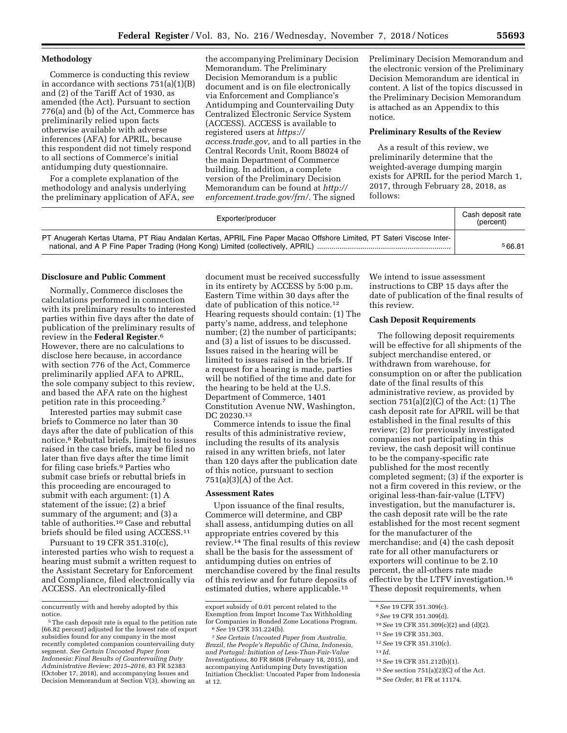## Methodology

Commerce is conducting this review in accordance with sections 751(a)(1)(B) and (2) of the Tariff Act of 1930, as amended (the Act). Pursuant to section 776(a) and (b) of the Act, Commerce has preliminarily relied upon facts otherwise available with adverse inferences (AFA) for APRIL, because this respondent did not timely respond to all sections of Commerce's initial antidumping duty questionnaire.

For a complete explanation of the methodology and analysis underlying the preliminary application of AFA, *see* the accompanying Preliminary Decision Memorandum. The Preliminary Decision Memorandum is a public document and is on file electronically via Enforcement and Compliance's Antidumping and Countervailing Duty Centralized Electronic Service System (ACCESS). ACCESS is available to registered users at *https://access.trade.gov,* and to all parties in the Central Records Unit, Room B8024 of the main Department of Commerce building. In addition, a complete version of the Preliminary Decision Memorandum can be found at *http://enforcement.trade.gov/frn/.* The signed Preliminary Decision Memorandum and the electronic version of the Preliminary Decision Memorandum are identical in content. A list of the topics discussed in the Preliminary Decision Memorandum is attached as an Appendix to this notice.

## Preliminary Results of the Review

As a result of this review, we preliminarily determine that the weighted-average dumping margin exists for APRIL for the period March 1, 2017, through February 28, 2018, as follows:

| Exporter/producer | Cash deposit rate (percent) |
|---|---|
| PT Anugerah Kertas Utama, PT Riau Andalan Kertas, APRIL Fine Paper Macao Offshore Limited, PT Sateri Viscose International, and A P Fine Paper Trading (Hong Kong) Limited (collectively, APRIL) | [5] 66.81 |

## Disclosure and Public Comment

Normally, Commerce discloses the calculations performed in connection with its preliminary results to interested parties within five days after the date of publication of the preliminary results of review in the **Federal Register**.[6] However, there are no calculations to disclose here because, in accordance with section 776 of the Act, Commerce preliminarily applied AFA to APRIL, the sole company subject to this review, and based the AFA rate on the highest petition rate in this proceeding.[7]

Interested parties may submit case briefs to Commerce no later than 30 days after the date of publication of this notice.[8] Rebuttal briefs, limited to issues raised in the case briefs, may be filed no later than five days after the time limit for filing case briefs.[9] Parties who submit case briefs or rebuttal briefs in this proceeding are encouraged to submit with each argument: (1) A statement of the issue; (2) a brief summary of the argument; and (3) a table of authorities.[10] Case and rebuttal briefs should be filed using ACCESS.[11]

Pursuant to 19 CFR 351.310(c), interested parties who wish to request a hearing must submit a written request to the Assistant Secretary for Enforcement and Compliance, filed electronically via ACCESS. An electronically-filed document must be received successfully in its entirety by ACCESS by 5:00 p.m. Eastern Time within 30 days after the date of publication of this notice.[12] Hearing requests should contain: (1) The party's name, address, and telephone number; (2) the number of participants; and (3) a list of issues to be discussed. Issues raised in the hearing will be limited to issues raised in the briefs. If a request for a hearing is made, parties will be notified of the time and date for the hearing to be held at the U.S. Department of Commerce, 1401 Constitution Avenue NW, Washington, DC 20230.[13]

Commerce intends to issue the final results of this administrative review, including the results of its analysis raised in any written briefs, not later than 120 days after the publication date of this notice, pursuant to section 751(a)(3)(A) of the Act.

## Assessment Rates

Upon issuance of the final results, Commerce will determine, and CBP shall assess, antidumping duties on all appropriate entries covered by this review.[14] The final results of this review shall be the basis for the assessment of antidumping duties on entries of merchandise covered by the final results of this review and for future deposits of estimated duties, where applicable.[15]

We intend to issue assessment instructions to CBP 15 days after the date of publication of the final results of this review.

## Cash Deposit Requirements

The following deposit requirements will be effective for all shipments of the subject merchandise entered, or withdrawn from warehouse, for consumption on or after the publication date of the final results of this administrative review, as provided by section 751(a)(2)(C) of the Act: (1) The cash deposit rate for APRIL will be that established in the final results of this review; (2) for previously investigated companies not participating in this review, the cash deposit will continue to be the company-specific rate published for the most recently completed segment; (3) if the exporter is not a firm covered in this review, or the original less-than-fair-value (LTFV) investigation, but the manufacturer is, the cash deposit rate will be the rate established for the most recent segment for the manufacturer of the merchandise; and (4) the cash deposit rate for all other manufacturers or exporters will continue to be 2.10 percent, the all-others rate made effective by the LTFV investigation.[16] These deposit requirements, when

---

concurrently with and hereby adopted by this notice.

[5] The cash deposit rate is equal to the petition rate (66.82 percent) adjusted for the lowest rate of export subsidies found for any company in the most recently completed companion countervailing duty segment. *See Certain Uncoated Paper from Indonesia: Final Results of Countervailing Duty Administrative Review; 2015–2016,* 83 FR 52383 (October 17, 2018), and accompanying Issues and Decision Memorandum at Section V(3), showing an export subsidy of 0.01 percent related to the Exemption from Import Income Tax Withholding for Companies in Bonded Zone Locations Program.

[6] *See* 19 CFR 351.224(b).

[7] *See Certain Uncoated Paper from Australia, Brazil, the People's Republic of China, Indonesia, and Portugal: Initiation of Less-Than-Fair-Value Investigations,* 80 FR 8608 (February 18, 2015), and accompanying Antidumping Duty Investigation Initiation Checklist: Uncoated Paper from Indonesia at 12.

[8] *See* 19 CFR 351.309(c).

[9] *See* 19 CFR 351.309(d).

[10] *See* 19 CFR 351.309(c)(2) and (d)(2).

[11] *See* 19 CFR 351.303.

[12] *See* 19 CFR 351.310(c).

[13] *Id.*

[14] *See* 19 CFR 351.212(b)(1).

[15] *See* section 751(a)(2)(C) of the Act.

[16] *See Order,* 81 FR at 11174.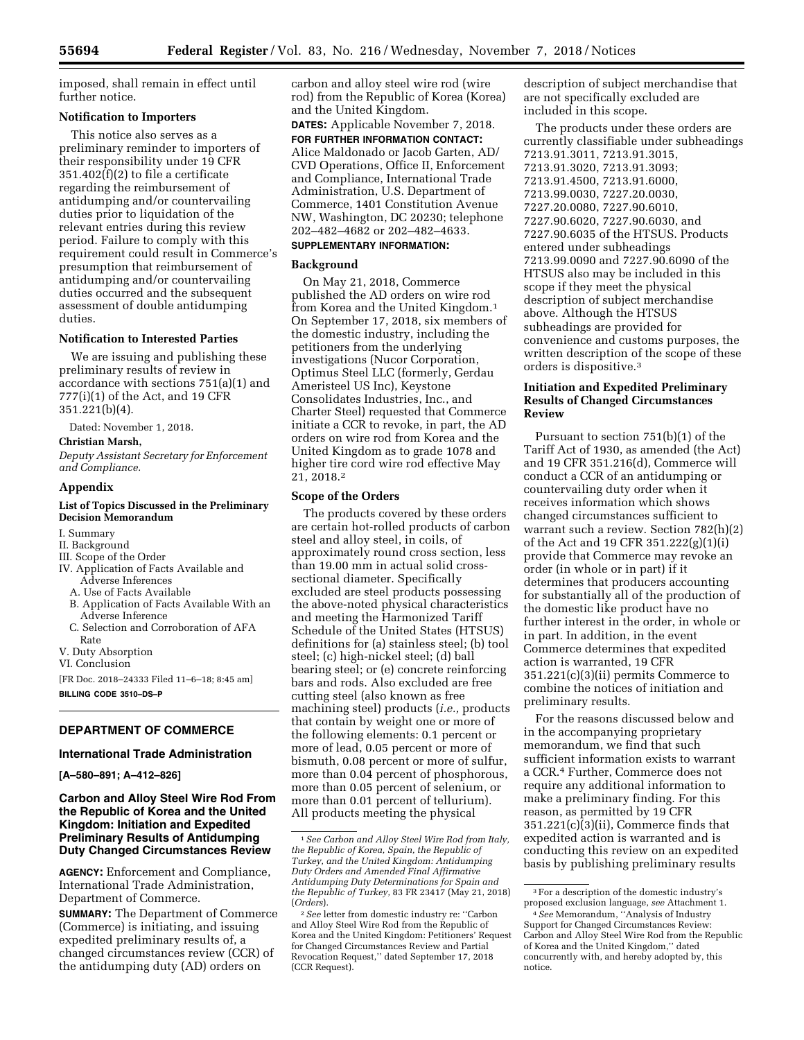imposed, shall remain in effect until further notice.

### Notification to Importers

This notice also serves as a preliminary reminder to importers of their responsibility under 19 CFR 351.402(f)(2) to file a certificate regarding the reimbursement of antidumping and/or countervailing duties prior to liquidation of the relevant entries during this review period. Failure to comply with this requirement could result in Commerce's presumption that reimbursement of antidumping and/or countervailing duties occurred and the subsequent assessment of double antidumping duties.

### Notification to Interested Parties

We are issuing and publishing these preliminary results of review in accordance with sections 751(a)(1) and 777(i)(1) of the Act, and 19 CFR 351.221(b)(4).

Dated: November 1, 2018.

**Christian Marsh,**

*Deputy Assistant Secretary for Enforcement and Compliance.*

### Appendix

**List of Topics Discussed in the Preliminary Decision Memorandum**

I. Summary
II. Background
III. Scope of the Order
IV. Application of Facts Available and Adverse Inferences
  A. Use of Facts Available
  B. Application of Facts Available With an Adverse Inference
  C. Selection and Corroboration of AFA Rate
V. Duty Absorption
VI. Conclusion

[FR Doc. 2018–24333 Filed 11–6–18; 8:45 am]

**BILLING CODE 3510–DS–P**

---

## DEPARTMENT OF COMMERCE

### International Trade Administration

**[A–580–891; A–412–826]**

## Carbon and Alloy Steel Wire Rod From the Republic of Korea and the United Kingdom: Initiation and Expedited Preliminary Results of Antidumping Duty Changed Circumstances Review

**AGENCY:** Enforcement and Compliance, International Trade Administration, Department of Commerce.

**SUMMARY:** The Department of Commerce (Commerce) is initiating, and issuing expedited preliminary results of, a changed circumstances review (CCR) of the antidumping duty (AD) orders on carbon and alloy steel wire rod (wire rod) from the Republic of Korea (Korea) and the United Kingdom.

**DATES:** Applicable November 7, 2018.

**FOR FURTHER INFORMATION CONTACT:** Alice Maldonado or Jacob Garten, AD/CVD Operations, Office II, Enforcement and Compliance, International Trade Administration, U.S. Department of Commerce, 1401 Constitution Avenue NW, Washington, DC 20230; telephone 202–482–4682 or 202–482–4633.

**SUPPLEMENTARY INFORMATION:**

### Background

On May 21, 2018, Commerce published the AD orders on wire rod from Korea and the United Kingdom.[1] On September 17, 2018, six members of the domestic industry, including the petitioners from the underlying investigations (Nucor Corporation, Optimus Steel LLC (formerly, Gerdau Ameristeel US Inc), Keystone Consolidates Industries, Inc., and Charter Steel) requested that Commerce initiate a CCR to revoke, in part, the AD orders on wire rod from Korea and the United Kingdom as to grade 1078 and higher tire cord wire rod effective May 21, 2018.[2]

### Scope of the Orders

The products covered by these orders are certain hot-rolled products of carbon steel and alloy steel, in coils, of approximately round cross section, less than 19.00 mm in actual solid cross-sectional diameter. Specifically excluded are steel products possessing the above-noted physical characteristics and meeting the Harmonized Tariff Schedule of the United States (HTSUS) definitions for (a) stainless steel; (b) tool steel; (c) high-nickel steel; (d) ball bearing steel; or (e) concrete reinforcing bars and rods. Also excluded are free cutting steel (also known as free machining steel) products (*i.e.,* products that contain by weight one or more of the following elements: 0.1 percent or more of lead, 0.05 percent or more of bismuth, 0.08 percent or more of sulfur, more than 0.04 percent of phosphorous, more than 0.05 percent of selenium, or more than 0.01 percent of tellurium). All products meeting the physical description of subject merchandise that are not specifically excluded are included in this scope.

The products under these orders are currently classifiable under subheadings 7213.91.3011, 7213.91.3015, 7213.91.3020, 7213.91.3093; 7213.91.4500, 7213.91.6000, 7213.99.0030, 7227.20.0030, 7227.20.0080, 7227.90.6010, 7227.90.6020, 7227.90.6030, and 7227.90.6035 of the HTSUS. Products entered under subheadings 7213.99.0090 and 7227.90.6090 of the HTSUS also may be included in this scope if they meet the physical description of subject merchandise above. Although the HTSUS subheadings are provided for convenience and customs purposes, the written description of the scope of these orders is dispositive.[3]

### Initiation and Expedited Preliminary Results of Changed Circumstances Review

Pursuant to section 751(b)(1) of the Tariff Act of 1930, as amended (the Act) and 19 CFR 351.216(d), Commerce will conduct a CCR of an antidumping or countervailing duty order when it receives information which shows changed circumstances sufficient to warrant such a review. Section 782(h)(2) of the Act and 19 CFR 351.222(g)(1)(i) provide that Commerce may revoke an order (in whole or in part) if it determines that producers accounting for substantially all of the production of the domestic like product have no further interest in the order, in whole or in part. In addition, in the event Commerce determines that expedited action is warranted, 19 CFR 351.221(c)(3)(ii) permits Commerce to combine the notices of initiation and preliminary results.

For the reasons discussed below and in the accompanying proprietary memorandum, we find that such sufficient information exists to warrant a CCR.[4] Further, Commerce does not require any additional information to make a preliminary finding. For this reason, as permitted by 19 CFR 351.221(c)(3)(ii), Commerce finds that expedited action is warranted and is conducting this review on an expedited basis by publishing preliminary results

---

[1] *See Carbon and Alloy Steel Wire Rod from Italy, the Republic of Korea, Spain, the Republic of Turkey, and the United Kingdom: Antidumping Duty Orders and Amended Final Affirmative Antidumping Duty Determinations for Spain and the Republic of Turkey,* 83 FR 23417 (May 21, 2018) (*Orders*).

[2] *See* letter from domestic industry re: "Carbon and Alloy Steel Wire Rod from the Republic of Korea and the United Kingdom: Petitioners' Request for Changed Circumstances Review and Partial Revocation Request," dated September 17, 2018 (CCR Request).

[3] For a description of the domestic industry's proposed exclusion language, *see* Attachment 1.

[4] *See* Memorandum, "Analysis of Industry Support for Changed Circumstances Review: Carbon and Alloy Steel Wire Rod from the Republic of Korea and the United Kingdom," dated concurrently with, and hereby adopted by, this notice.